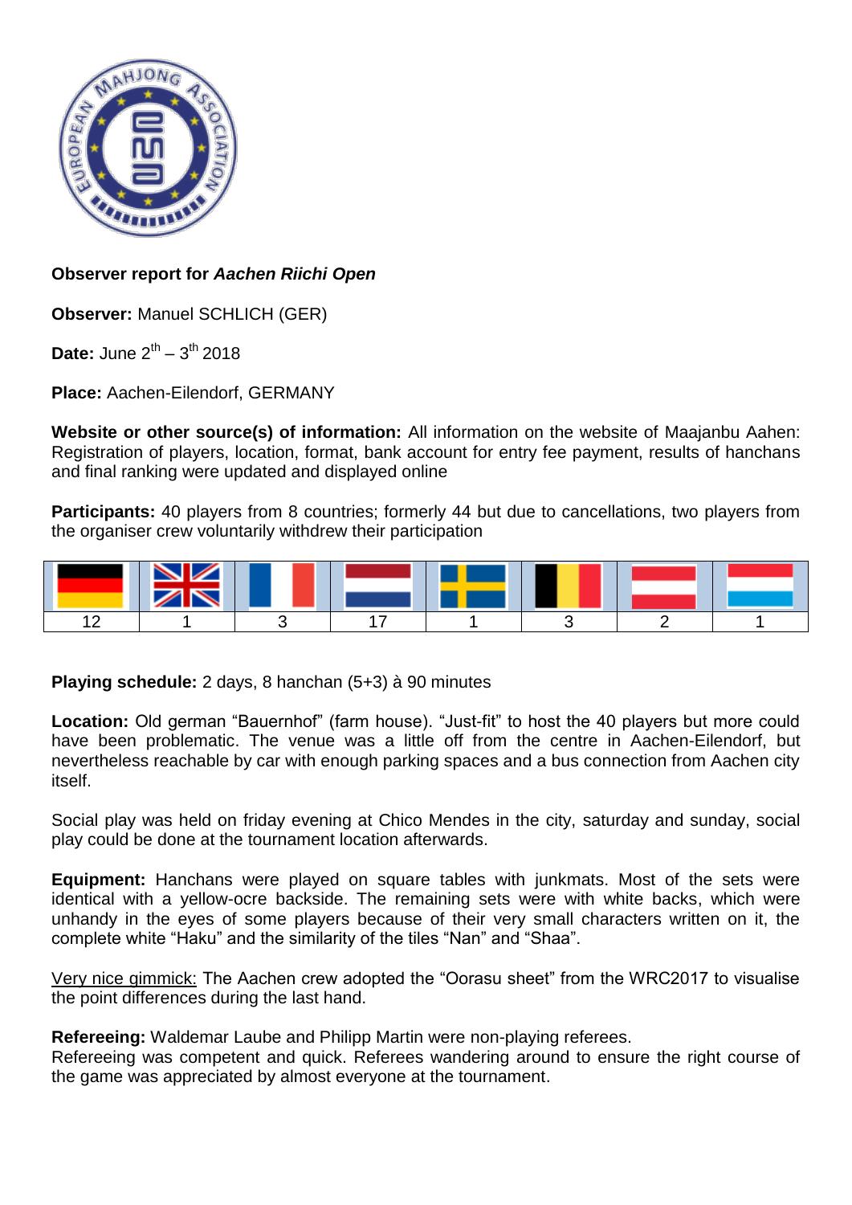**Observer report for *Aachen Riichi Open***

**Observer:** Manuel SCHLICH (GER)

**Date:** June 2[th] – 3[th] 2018

**Place:** Aachen-Eilendorf, GERMANY

**Website or other source(s) of information:** All information on the website of Maajanbu Aahen: Registration of players, location, format, bank account for entry fee payment, results of hanchans and final ranking were updated and displayed online

**Participants:** 40 players from 8 countries; formerly 44 but due to cancellations, two players from the organiser crew voluntarily withdrew their participation

| | | | | | | | |
|---|---|---|---|---|---|---|---|
| 12 | 1 | 3 | 17 | 1 | 3 | 2 | 1 |

**Playing schedule:** 2 days, 8 hanchan (5+3) à 90 minutes

**Location:** Old german “Bauernhof” (farm house). “Just-fit” to host the 40 players but more could have been problematic. The venue was a little off from the centre in Aachen-Eilendorf, but nevertheless reachable by car with enough parking spaces and a bus connection from Aachen city itself.

Social play was held on friday evening at Chico Mendes in the city, saturday and sunday, social play could be done at the tournament location afterwards.

**Equipment:** Hanchans were played on square tables with junkmats. Most of the sets were identical with a yellow-ocre backside. The remaining sets were with white backs, which were unhandy in the eyes of some players because of their very small characters written on it, the complete white “Haku” and the similarity of the tiles “Nan” and “Shaa”.

Very nice gimmick: The Aachen crew adopted the “Oorasu sheet” from the WRC2017 to visualise the point differences during the last hand.

**Refereeing:** Waldemar Laube and Philipp Martin were non-playing referees.
Refereeing was competent and quick. Referees wandering around to ensure the right course of the game was appreciated by almost everyone at the tournament.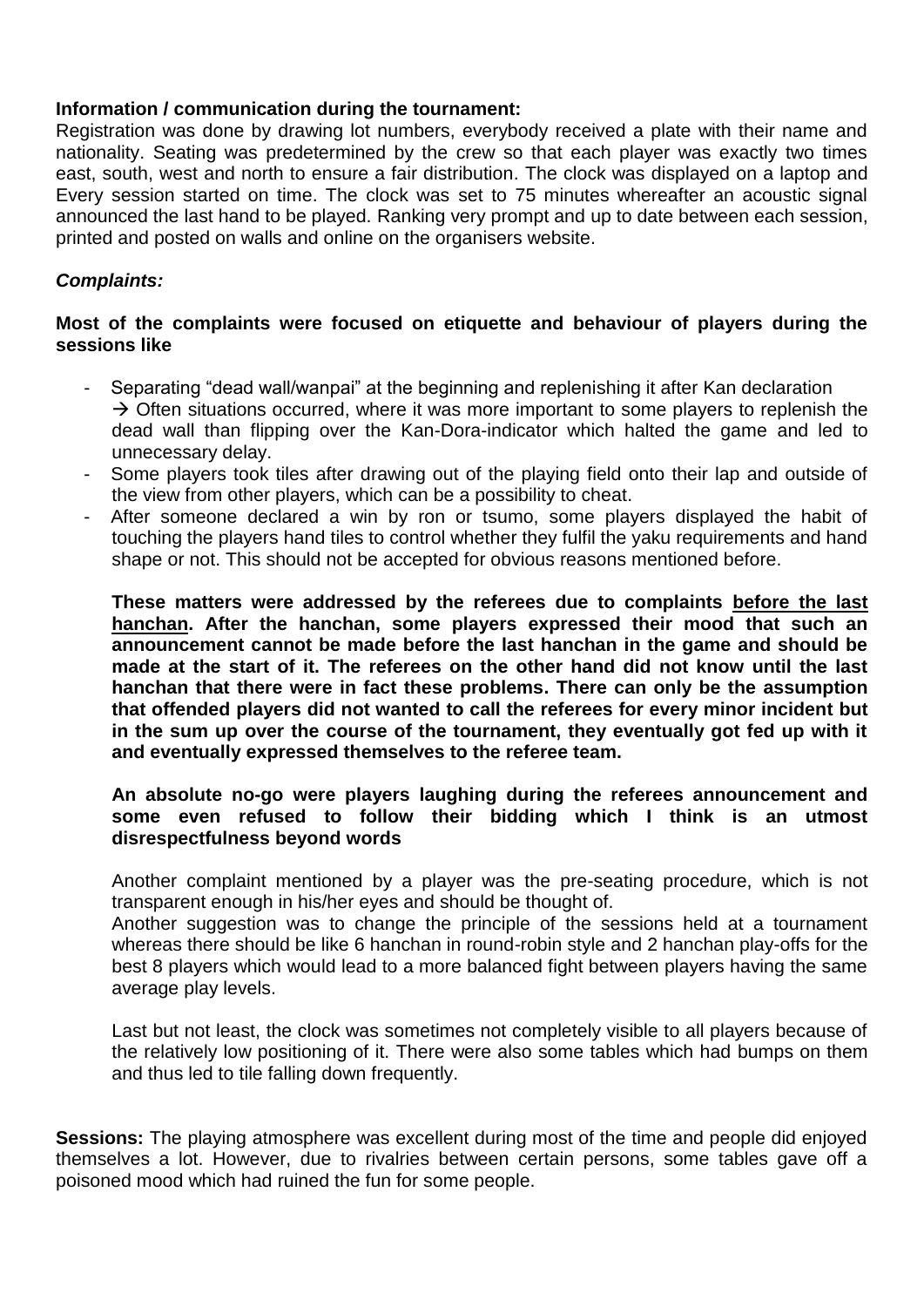**Information / communication during the tournament:**
Registration was done by drawing lot numbers, everybody received a plate with their name and nationality. Seating was predetermined by the crew so that each player was exactly two times east, south, west and north to ensure a fair distribution. The clock was displayed on a laptop and Every session started on time. The clock was set to 75 minutes whereafter an acoustic signal announced the last hand to be played. Ranking very prompt and up to date between each session, printed and posted on walls and online on the organisers website.

***Complaints:***

**Most of the complaints were focused on etiquette and behaviour of players during the sessions like**

- Separating “dead wall/wanpai” at the beginning and replenishing it after Kan declaration
  → Often situations occurred, where it was more important to some players to replenish the dead wall than flipping over the Kan-Dora-indicator which halted the game and led to unnecessary delay.
- Some players took tiles after drawing out of the playing field onto their lap and outside of the view from other players, which can be a possibility to cheat.
- After someone declared a win by ron or tsumo, some players displayed the habit of touching the players hand tiles to control whether they fulfil the yaku requirements and hand shape or not. This should not be accepted for obvious reasons mentioned before.

  **These matters were addressed by the referees due to complaints <u>before the last hanchan</u>. After the hanchan, some players expressed their mood that such an announcement cannot be made before the last hanchan in the game and should be made at the start of it. The referees on the other hand did not know until the last hanchan that there were in fact these problems. There can only be the assumption that offended players did not wanted to call the referees for every minor incident but in the sum up over the course of the tournament, they eventually got fed up with it and eventually expressed themselves to the referee team.**

  **An absolute no-go were players laughing during the referees announcement and some even refused to follow their bidding which I think is an utmost disrespectfulness beyond words**

  Another complaint mentioned by a player was the pre-seating procedure, which is not transparent enough in his/her eyes and should be thought of.
  Another suggestion was to change the principle of the sessions held at a tournament whereas there should be like 6 hanchan in round-robin style and 2 hanchan play-offs for the best 8 players which would lead to a more balanced fight between players having the same average play levels.

  Last but not least, the clock was sometimes not completely visible to all players because of the relatively low positioning of it. There were also some tables which had bumps on them and thus led to tile falling down frequently.

**Sessions:** The playing atmosphere was excellent during most of the time and people did enjoyed themselves a lot. However, due to rivalries between certain persons, some tables gave off a poisoned mood which had ruined the fun for some people.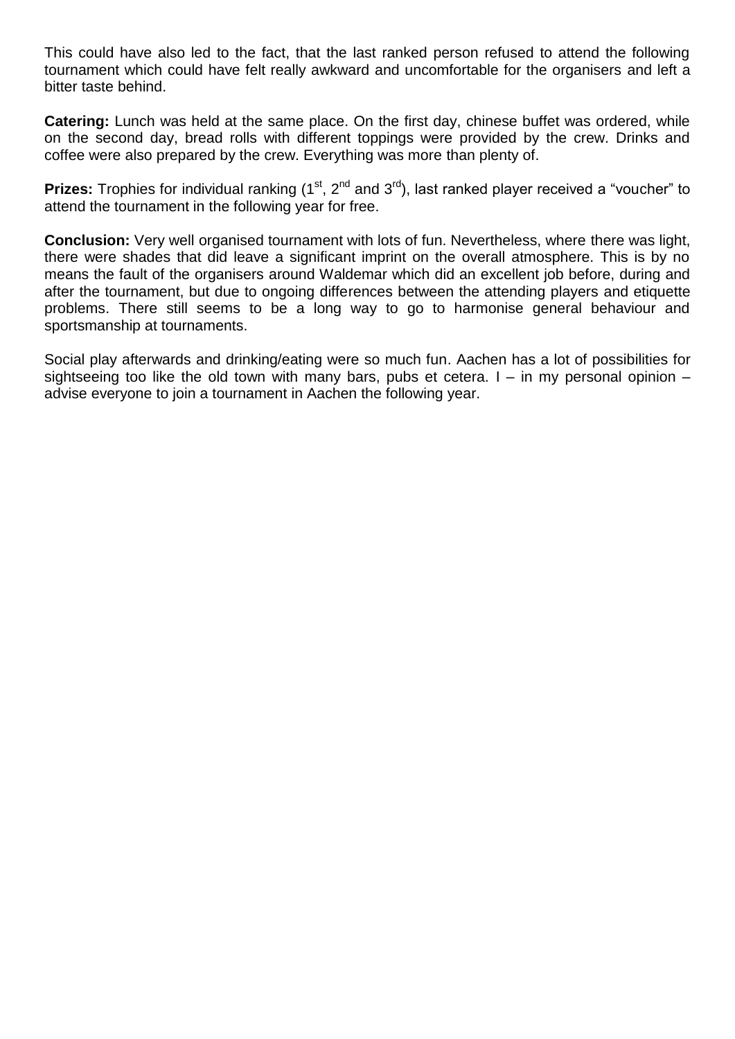This could have also led to the fact, that the last ranked person refused to attend the following tournament which could have felt really awkward and uncomfortable for the organisers and left a bitter taste behind.

**Catering:** Lunch was held at the same place. On the first day, chinese buffet was ordered, while on the second day, bread rolls with different toppings were provided by the crew. Drinks and coffee were also prepared by the crew. Everything was more than plenty of.

**Prizes:** Trophies for individual ranking (1st, 2nd and 3rd), last ranked player received a "voucher" to attend the tournament in the following year for free.

**Conclusion:** Very well organised tournament with lots of fun. Nevertheless, where there was light, there were shades that did leave a significant imprint on the overall atmosphere. This is by no means the fault of the organisers around Waldemar which did an excellent job before, during and after the tournament, but due to ongoing differences between the attending players and etiquette problems. There still seems to be a long way to go to harmonise general behaviour and sportsmanship at tournaments.

Social play afterwards and drinking/eating were so much fun. Aachen has a lot of possibilities for sightseeing too like the old town with many bars, pubs et cetera. I – in my personal opinion – advise everyone to join a tournament in Aachen the following year.